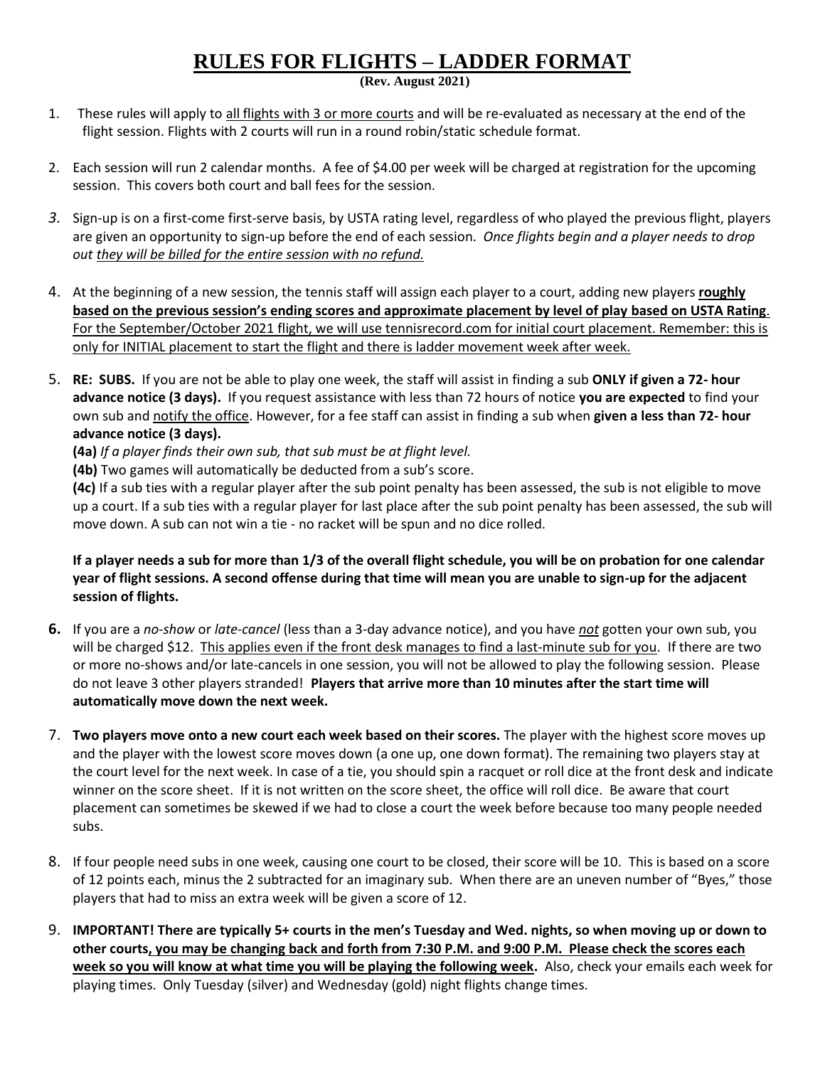# **<u>RULES FOR FLIGHTS – LADDER FORMAT</u>**

**(Rev. August 2021)**

1. These rules will apply to <u>all flights with 3 or more courts</u> and will be re-evaluated as necessary at the end of the flight session. Flights with 2 courts will run in a round robin/static schedule format.

2. Each session will run 2 calendar months. A fee of $4.00 per week will be charged at registration for the upcoming session. This covers both court and ball fees for the session.

3. Sign-up is on a first-come first-serve basis, by USTA rating level, regardless of who played the previous flight, players are given an opportunity to sign-up before the end of each session. *Once flights begin and a player needs to drop out <u>they will be billed for the entire session with no refund.</u>*

4. At the beginning of a new session, the tennis staff will assign each player to a court, adding new players **<u>roughly based on the previous session's ending scores and approximate placement by level of play based on USTA Rating</u>**. <u>For the September/October 2021 flight, we will use tennisrecord.com for initial court placement. Remember: this is only for INITIAL placement to start the flight and there is ladder movement week after week.</u>

5. **RE: SUBS.** If you are not be able to play one week, the staff will assist in finding a sub **ONLY if given a 72- hour advance notice (3 days).** If you request assistance with less than 72 hours of notice **you are expected** to find your own sub and <u>notify the office</u>. However, for a fee staff can assist in finding a sub when **given a less than 72- hour advance notice (3 days).**

   **(4a)** *If a player finds their own sub, that sub must be at flight level.*

   **(4b)** Two games will automatically be deducted from a sub's score.

   **(4c)** If a sub ties with a regular player after the sub point penalty has been assessed, the sub is not eligible to move up a court. If a sub ties with a regular player for last place after the sub point penalty has been assessed, the sub will move down. A sub can not win a tie - no racket will be spun and no dice rolled.

   **If a player needs a sub for more than 1/3 of the overall flight schedule, you will be on probation for one calendar year of flight sessions. A second offense during that time will mean you are unable to sign-up for the adjacent session of flights.**

6. If you are a *no-show* or *late-cancel* (less than a 3-day advance notice), and you have ***<u>not</u>*** gotten your own sub, you will be charged $12. <u>This applies even if the front desk manages to find a last-minute sub for you</u>. If there are two or more no-shows and/or late-cancels in one session, you will not be allowed to play the following session. Please do not leave 3 other players stranded! **Players that arrive more than 10 minutes after the start time will automatically move down the next week.**

7. **Two players move onto a new court each week based on their scores.** The player with the highest score moves up and the player with the lowest score moves down (a one up, one down format). The remaining two players stay at the court level for the next week. In case of a tie, you should spin a racquet or roll dice at the front desk and indicate winner on the score sheet. If it is not written on the score sheet, the office will roll dice. Be aware that court placement can sometimes be skewed if we had to close a court the week before because too many people needed subs.

8. If four people need subs in one week, causing one court to be closed, their score will be 10. This is based on a score of 12 points each, minus the 2 subtracted for an imaginary sub. When there are an uneven number of "Byes," those players that had to miss an extra week will be given a score of 12.

9. **IMPORTANT! There are typically 5+ courts in the men's Tuesday and Wed. nights, so when moving up or down to other courts<u>, you may be changing back and forth from 7:30 P.M. and 9:00 P.M. Please check the scores each week so you will know at what time you will be playing the following week</u>.** Also, check your emails each week for playing times. Only Tuesday (silver) and Wednesday (gold) night flights change times.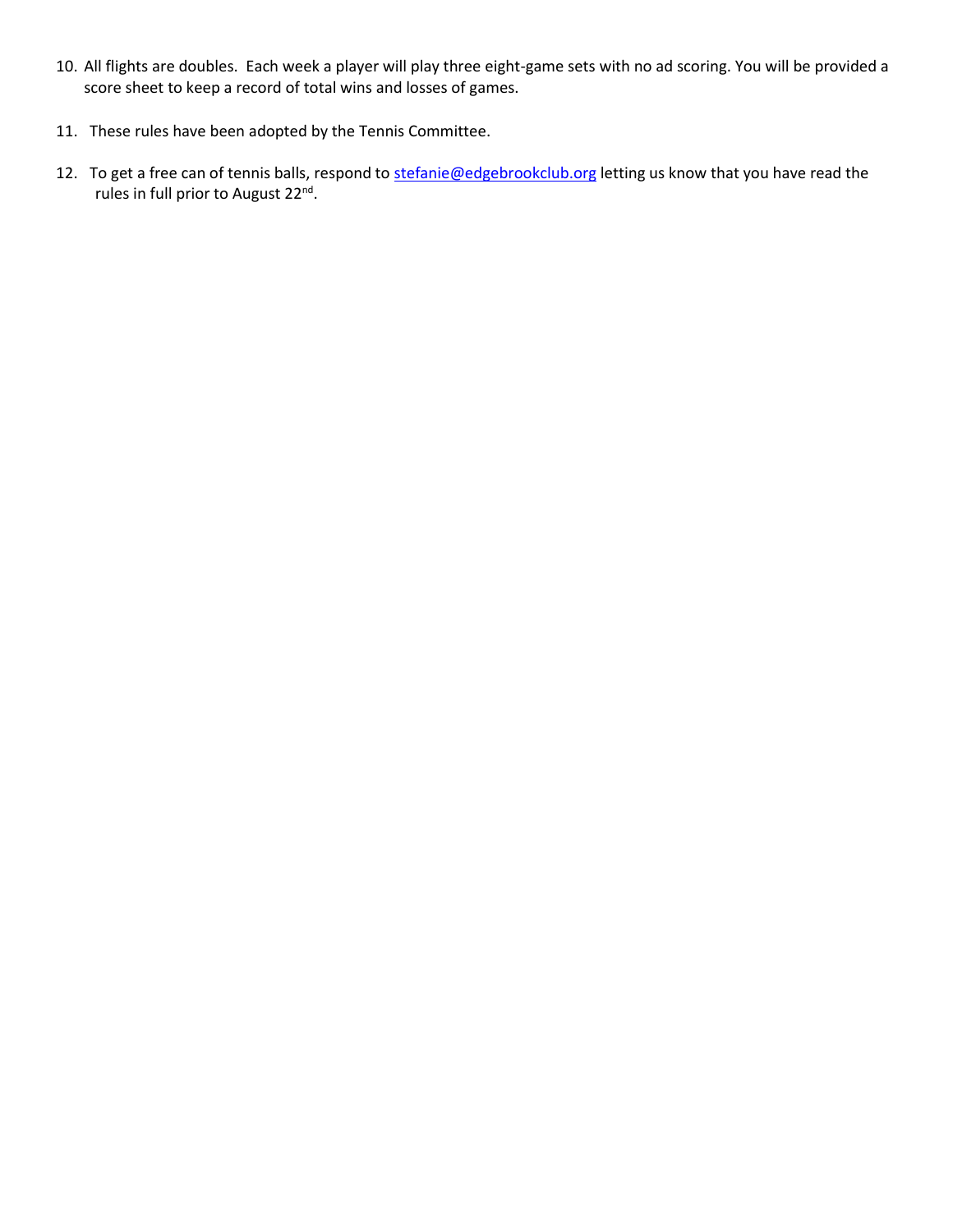10. All flights are doubles. Each week a player will play three eight-game sets with no ad scoring. You will be provided a score sheet to keep a record of total wins and losses of games.

11. These rules have been adopted by the Tennis Committee.

12. To get a free can of tennis balls, respond to stefanie@edgebrookclub.org letting us know that you have read the rules in full prior to August 22nd.